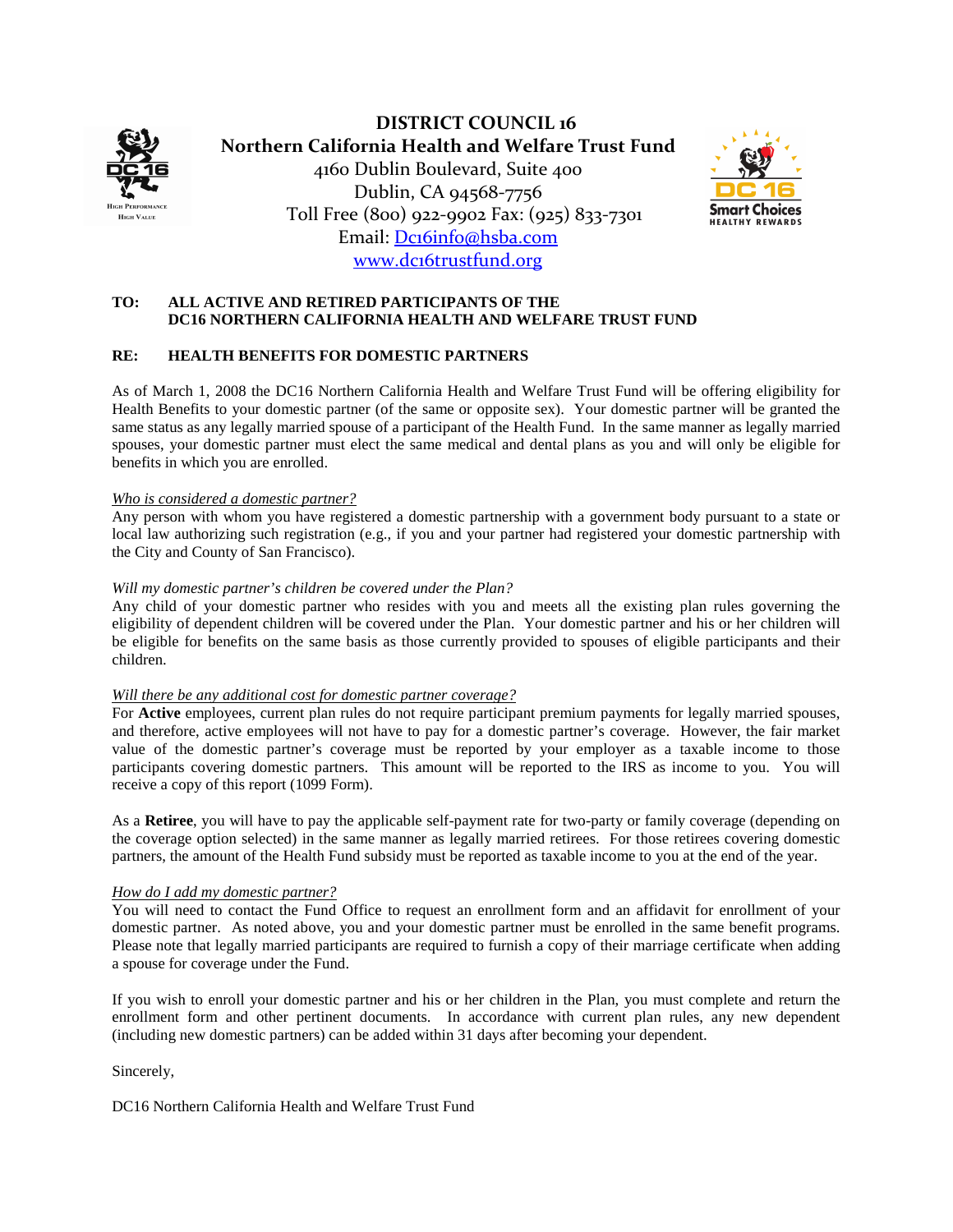# DISTRICT COUNCIL 16
## Northern California Health and Welfare Trust Fund

4160 Dublin Boulevard, Suite 400
Dublin, CA 94568-7756
Toll Free (800) 922-9902 Fax: (925) 833-7301
Email: Dc16info@hsba.com
www.dc16trustfund.org

**TO: ALL ACTIVE AND RETIRED PARTICIPANTS OF THE DC16 NORTHERN CALIFORNIA HEALTH AND WELFARE TRUST FUND**

**RE: HEALTH BENEFITS FOR DOMESTIC PARTNERS**

As of March 1, 2008 the DC16 Northern California Health and Welfare Trust Fund will be offering eligibility for Health Benefits to your domestic partner (of the same or opposite sex). Your domestic partner will be granted the same status as any legally married spouse of a participant of the Health Fund. In the same manner as legally married spouses, your domestic partner must elect the same medical and dental plans as you and will only be eligible for benefits in which you are enrolled.

*Who is considered a domestic partner?*
Any person with whom you have registered a domestic partnership with a government body pursuant to a state or local law authorizing such registration (e.g., if you and your partner had registered your domestic partnership with the City and County of San Francisco).

*Will my domestic partner's children be covered under the Plan?*
Any child of your domestic partner who resides with you and meets all the existing plan rules governing the eligibility of dependent children will be covered under the Plan. Your domestic partner and his or her children will be eligible for benefits on the same basis as those currently provided to spouses of eligible participants and their children.

*Will there be any additional cost for domestic partner coverage?*
For **Active** employees, current plan rules do not require participant premium payments for legally married spouses, and therefore, active employees will not have to pay for a domestic partner's coverage. However, the fair market value of the domestic partner's coverage must be reported by your employer as a taxable income to those participants covering domestic partners. This amount will be reported to the IRS as income to you. You will receive a copy of this report (1099 Form).

As a **Retiree**, you will have to pay the applicable self-payment rate for two-party or family coverage (depending on the coverage option selected) in the same manner as legally married retirees. For those retirees covering domestic partners, the amount of the Health Fund subsidy must be reported as taxable income to you at the end of the year.

*How do I add my domestic partner?*
You will need to contact the Fund Office to request an enrollment form and an affidavit for enrollment of your domestic partner. As noted above, you and your domestic partner must be enrolled in the same benefit programs. Please note that legally married participants are required to furnish a copy of their marriage certificate when adding a spouse for coverage under the Fund.

If you wish to enroll your domestic partner and his or her children in the Plan, you must complete and return the enrollment form and other pertinent documents. In accordance with current plan rules, any new dependent (including new domestic partners) can be added within 31 days after becoming your dependent.

Sincerely,

DC16 Northern California Health and Welfare Trust Fund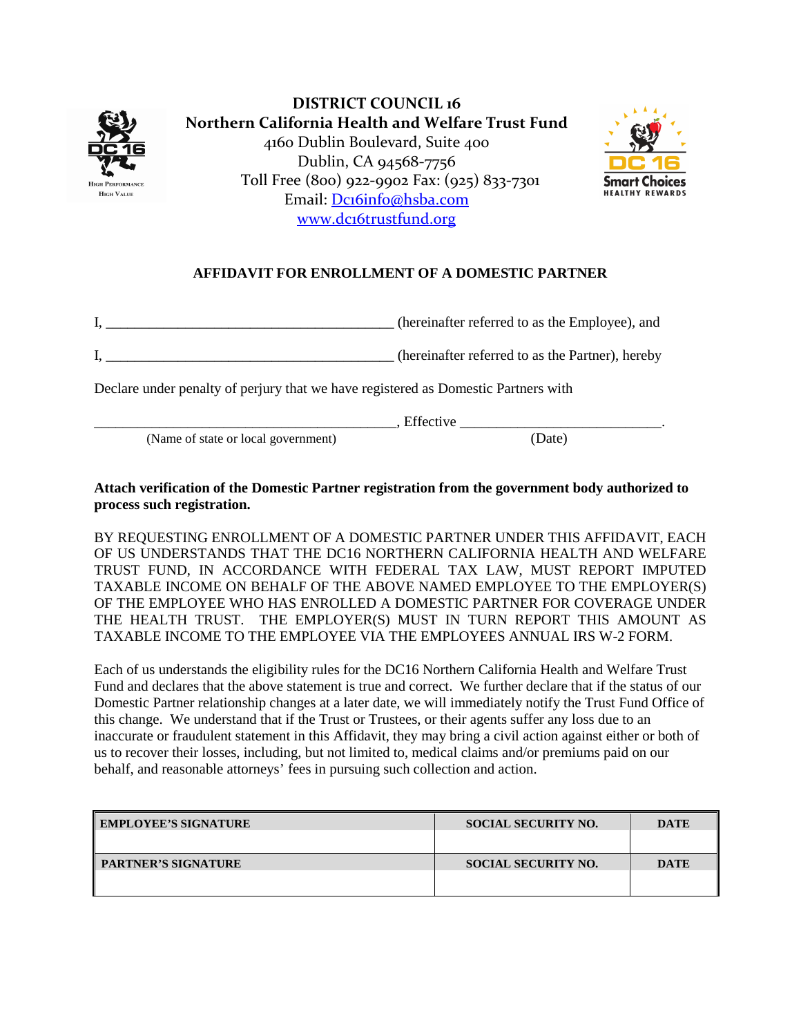**DISTRICT COUNCIL 16**
**Northern California Health and Welfare Trust Fund**
4160 Dublin Boulevard, Suite 400
Dublin, CA 94568-7756
Toll Free (800) 922-9902 Fax: (925) 833-7301
Email: Dc16info@hsba.com
www.dc16trustfund.org

## AFFIDAVIT FOR ENROLLMENT OF A DOMESTIC PARTNER

I, ________________________________________ (hereinafter referred to as the Employee), and

I, ________________________________________ (hereinafter referred to as the Partner), hereby

Declare under penalty of perjury that we have registered as Domestic Partners with

__________________________________________, Effective ____________________________.
(Name of state or local government) (Date)

**Attach verification of the Domestic Partner registration from the government body authorized to process such registration.**

BY REQUESTING ENROLLMENT OF A DOMESTIC PARTNER UNDER THIS AFFIDAVIT, EACH OF US UNDERSTANDS THAT THE DC16 NORTHERN CALIFORNIA HEALTH AND WELFARE TRUST FUND, IN ACCORDANCE WITH FEDERAL TAX LAW, MUST REPORT IMPUTED TAXABLE INCOME ON BEHALF OF THE ABOVE NAMED EMPLOYEE TO THE EMPLOYER(S) OF THE EMPLOYEE WHO HAS ENROLLED A DOMESTIC PARTNER FOR COVERAGE UNDER THE HEALTH TRUST. THE EMPLOYER(S) MUST IN TURN REPORT THIS AMOUNT AS TAXABLE INCOME TO THE EMPLOYEE VIA THE EMPLOYEES ANNUAL IRS W-2 FORM.

Each of us understands the eligibility rules for the DC16 Northern California Health and Welfare Trust Fund and declares that the above statement is true and correct. We further declare that if the status of our Domestic Partner relationship changes at a later date, we will immediately notify the Trust Fund Office of this change. We understand that if the Trust or Trustees, or their agents suffer any loss due to an inaccurate or fraudulent statement in this Affidavit, they may bring a civil action against either or both of us to recover their losses, including, but not limited to, medical claims and/or premiums paid on our behalf, and reasonable attorneys' fees in pursuing such collection and action.

| EMPLOYEE'S SIGNATURE | SOCIAL SECURITY NO. | DATE |
|---|---|---|
| | | |
| **PARTNER'S SIGNATURE** | **SOCIAL SECURITY NO.** | **DATE** |
| | | |